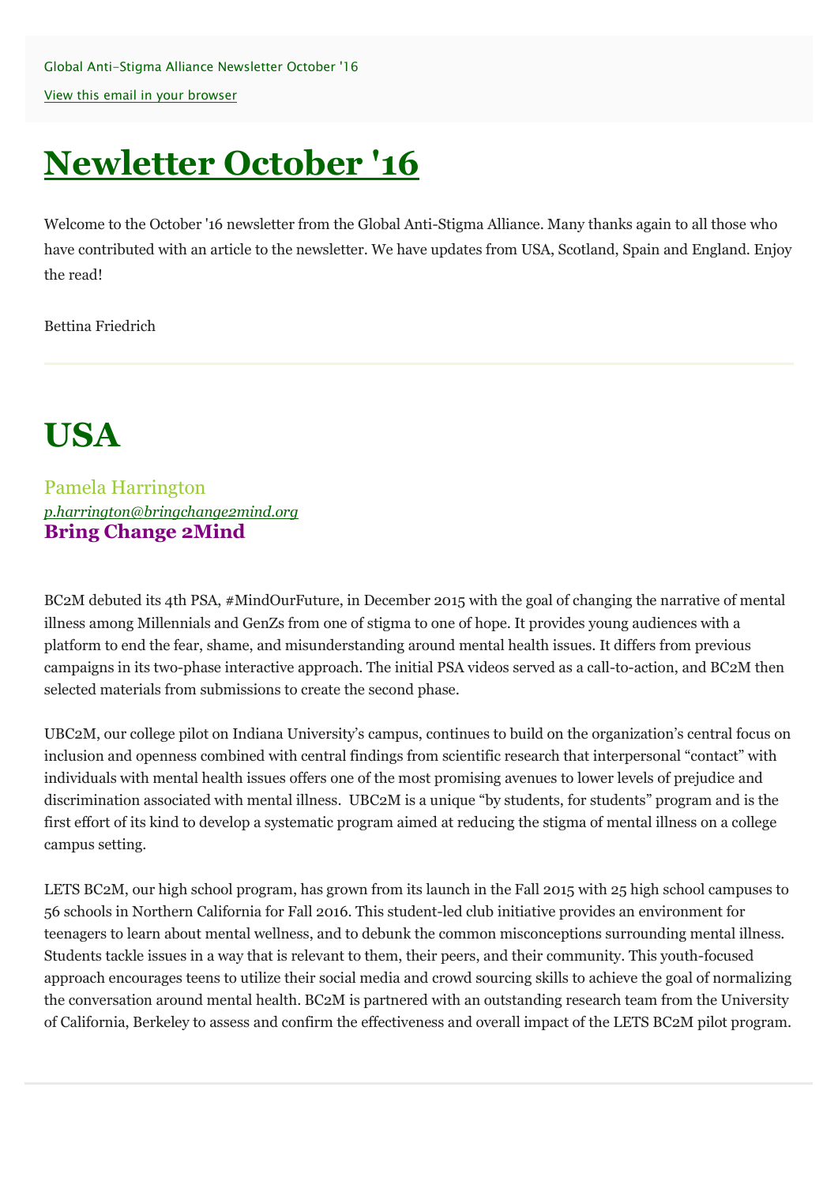Global Anti-Stigma Alliance Newsletter October '16

View this email in your browser

# Newletter October '16

Welcome to the October '16 newsletter from the Global Anti-Stigma Alliance. Many thanks again to all those who have contributed with an article to the newsletter. We have updates from USA, Scotland, Spain and England. Enjoy the read!

Bettina Friedrich

---

# USA

### Pamela Harrington

*p.harrington@bringchange2mind.org*

**Bring Change 2Mind**

BC2M debuted its 4th PSA, #MindOurFuture, in December 2015 with the goal of changing the narrative of mental illness among Millennials and GenZs from one of stigma to one of hope. It provides young audiences with a platform to end the fear, shame, and misunderstanding around mental health issues. It differs from previous campaigns in its two-phase interactive approach. The initial PSA videos served as a call-to-action, and BC2M then selected materials from submissions to create the second phase.

UBC2M, our college pilot on Indiana University's campus, continues to build on the organization's central focus on inclusion and openness combined with central findings from scientific research that interpersonal "contact" with individuals with mental health issues offers one of the most promising avenues to lower levels of prejudice and discrimination associated with mental illness. UBC2M is a unique "by students, for students" program and is the first effort of its kind to develop a systematic program aimed at reducing the stigma of mental illness on a college campus setting.

LETS BC2M, our high school program, has grown from its launch in the Fall 2015 with 25 high school campuses to 56 schools in Northern California for Fall 2016. This student-led club initiative provides an environment for teenagers to learn about mental wellness, and to debunk the common misconceptions surrounding mental illness. Students tackle issues in a way that is relevant to them, their peers, and their community. This youth-focused approach encourages teens to utilize their social media and crowd sourcing skills to achieve the goal of normalizing the conversation around mental health. BC2M is partnered with an outstanding research team from the University of California, Berkeley to assess and confirm the effectiveness and overall impact of the LETS BC2M pilot program.

---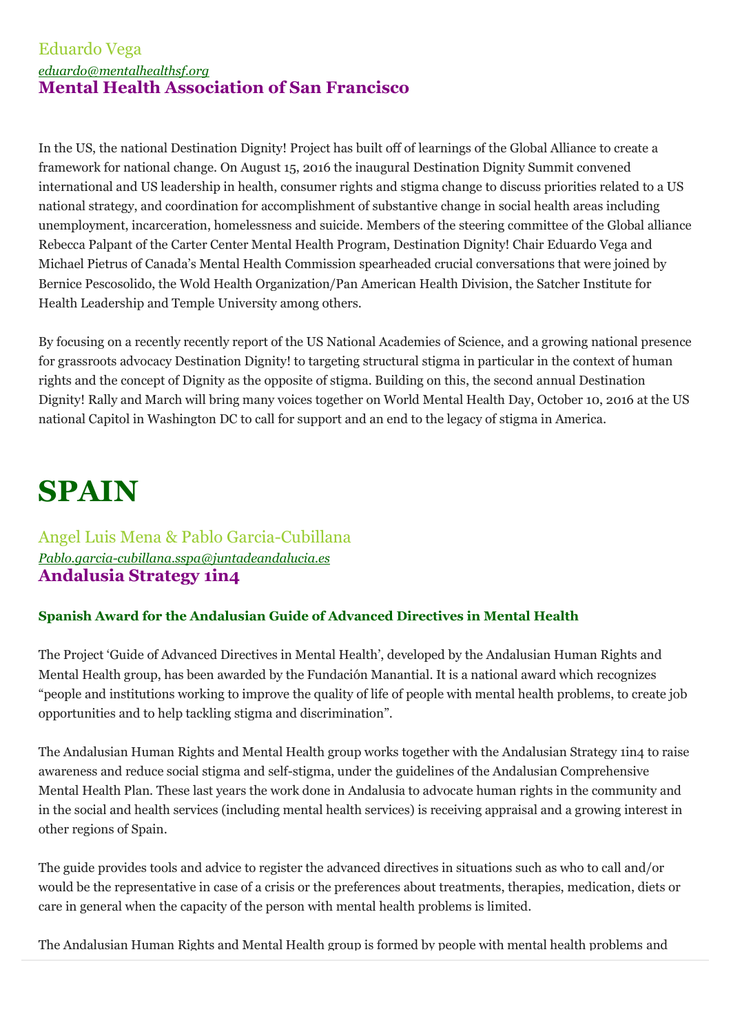Eduardo Vega

*eduardo@mentalhealthsf.org*

**Mental Health Association of San Francisco**

In the US, the national Destination Dignity! Project has built off of learnings of the Global Alliance to create a framework for national change. On August 15, 2016 the inaugural Destination Dignity Summit convened international and US leadership in health, consumer rights and stigma change to discuss priorities related to a US national strategy, and coordination for accomplishment of substantive change in social health areas including unemployment, incarceration, homelessness and suicide. Members of the steering committee of the Global alliance Rebecca Palpant of the Carter Center Mental Health Program, Destination Dignity! Chair Eduardo Vega and Michael Pietrus of Canada's Mental Health Commission spearheaded crucial conversations that were joined by Bernice Pescosolido, the Wold Health Organization/Pan American Health Division, the Satcher Institute for Health Leadership and Temple University among others.

By focusing on a recently recently report of the US National Academies of Science, and a growing national presence for grassroots advocacy Destination Dignity! to targeting structural stigma in particular in the context of human rights and the concept of Dignity as the opposite of stigma. Building on this, the second annual Destination Dignity! Rally and March will bring many voices together on World Mental Health Day, October 10, 2016 at the US national Capitol in Washington DC to call for support and an end to the legacy of stigma in America.

# SPAIN

Angel Luis Mena & Pablo Garcia-Cubillana

*Pablo.garcia-cubillana.sspa@juntadeandalucia.es*

**Andalusia Strategy 1in4**

### Spanish Award for the Andalusian Guide of Advanced Directives in Mental Health

The Project 'Guide of Advanced Directives in Mental Health', developed by the Andalusian Human Rights and Mental Health group, has been awarded by the Fundación Manantial. It is a national award which recognizes "people and institutions working to improve the quality of life of people with mental health problems, to create job opportunities and to help tackling stigma and discrimination".

The Andalusian Human Rights and Mental Health group works together with the Andalusian Strategy 1in4 to raise awareness and reduce social stigma and self-stigma, under the guidelines of the Andalusian Comprehensive Mental Health Plan. These last years the work done in Andalusia to advocate human rights in the community and in the social and health services (including mental health services) is receiving appraisal and a growing interest in other regions of Spain.

The guide provides tools and advice to register the advanced directives in situations such as who to call and/or would be the representative in case of a crisis or the preferences about treatments, therapies, medication, diets or care in general when the capacity of the person with mental health problems is limited.

The Andalusian Human Rights and Mental Health group is formed by people with mental health problems and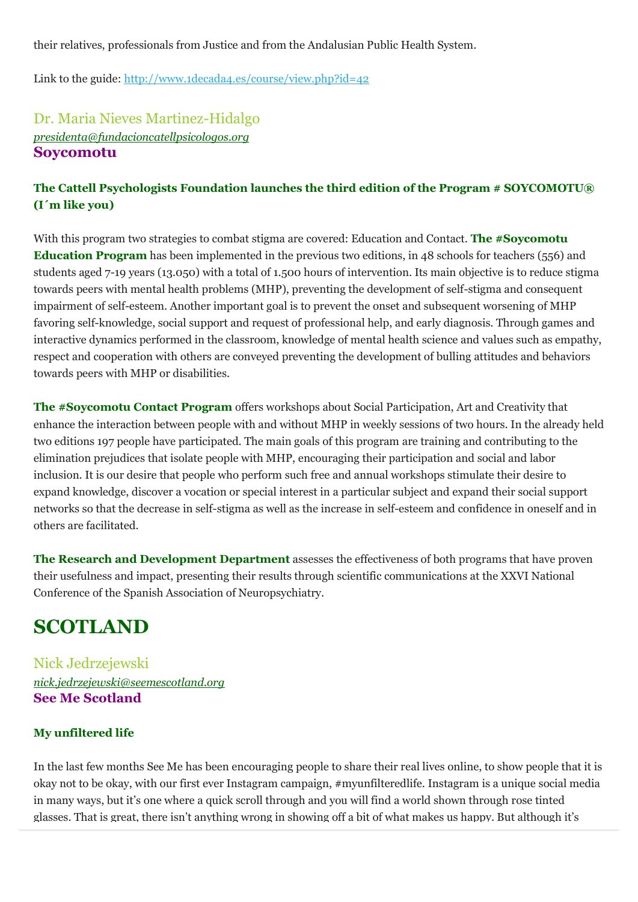their relatives, professionals from Justice and from the Andalusian Public Health System.

Link to the guide: [http://www.1decada4.es/course/view.php?id=42](http://www.1decada4.es/course/view.php?id=42)

### Dr. Maria Nieves Martinez-Hidalgo

*presidenta@fundacioncatellpsicologos.org*

**Soycomotu**

**The Cattell Psychologists Foundation launches the third edition of the Program # SOYCOMOTU® (I´m like you)**

With this program two strategies to combat stigma are covered: Education and Contact. **The #Soycomotu Education Program** has been implemented in the previous two editions, in 48 schools for teachers (556) and students aged 7-19 years (13.050) with a total of 1.500 hours of intervention. Its main objective is to reduce stigma towards peers with mental health problems (MHP), preventing the development of self-stigma and consequent impairment of self-esteem. Another important goal is to prevent the onset and subsequent worsening of MHP favoring self-knowledge, social support and request of professional help, and early diagnosis. Through games and interactive dynamics performed in the classroom, knowledge of mental health science and values such as empathy, respect and cooperation with others are conveyed preventing the development of bulling attitudes and behaviors towards peers with MHP or disabilities.

**The #Soycomotu Contact Program** offers workshops about Social Participation, Art and Creativity that enhance the interaction between people with and without MHP in weekly sessions of two hours. In the already held two editions 197 people have participated. The main goals of this program are training and contributing to the elimination prejudices that isolate people with MHP, encouraging their participation and social and labor inclusion. It is our desire that people who perform such free and annual workshops stimulate their desire to expand knowledge, discover a vocation or special interest in a particular subject and expand their social support networks so that the decrease in self-stigma as well as the increase in self-esteem and confidence in oneself and in others are facilitated.

**The Research and Development Department** assesses the effectiveness of both programs that have proven their usefulness and impact, presenting their results through scientific communications at the XXVI National Conference of the Spanish Association of Neuropsychiatry.

## SCOTLAND

### Nick Jedrzejewski

*nick.jedrzejewski@seemescotland.org*

**See Me Scotland**

**My unfiltered life**

In the last few months See Me has been encouraging people to share their real lives online, to show people that it is okay not to be okay, with our first ever Instagram campaign, #myunfilteredlife. Instagram is a unique social media in many ways, but it's one where a quick scroll through and you will find a world shown through rose tinted glasses. That is great, there isn't anything wrong in showing off a bit of what makes us happy. But although it's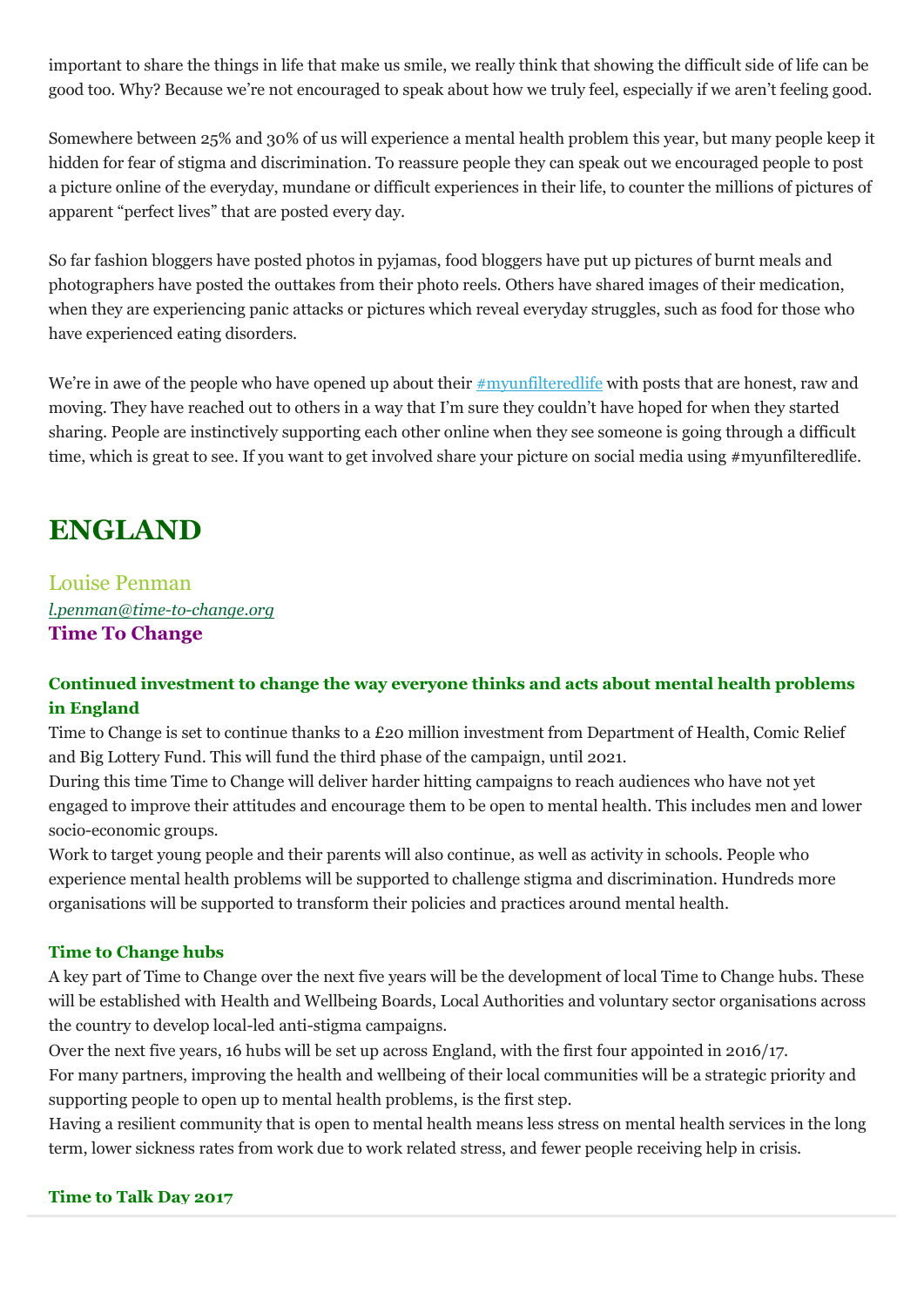important to share the things in life that make us smile, we really think that showing the difficult side of life can be good too. Why? Because we're not encouraged to speak about how we truly feel, especially if we aren't feeling good.

Somewhere between 25% and 30% of us will experience a mental health problem this year, but many people keep it hidden for fear of stigma and discrimination. To reassure people they can speak out we encouraged people to post a picture online of the everyday, mundane or difficult experiences in their life, to counter the millions of pictures of apparent "perfect lives" that are posted every day.

So far fashion bloggers have posted photos in pyjamas, food bloggers have put up pictures of burnt meals and photographers have posted the outtakes from their photo reels. Others have shared images of their medication, when they are experiencing panic attacks or pictures which reveal everyday struggles, such as food for those who have experienced eating disorders.

We're in awe of the people who have opened up about their #myunfilteredlife with posts that are honest, raw and moving. They have reached out to others in a way that I'm sure they couldn't have hoped for when they started sharing. People are instinctively supporting each other online when they see someone is going through a difficult time, which is great to see. If you want to get involved share your picture on social media using #myunfilteredlife.

# ENGLAND

Louise Penman
*l.penman@time-to-change.org*
**Time To Change**

### Continued investment to change the way everyone thinks and acts about mental health problems in England

Time to Change is set to continue thanks to a £20 million investment from Department of Health, Comic Relief and Big Lottery Fund. This will fund the third phase of the campaign, until 2021.

During this time Time to Change will deliver harder hitting campaigns to reach audiences who have not yet engaged to improve their attitudes and encourage them to be open to mental health. This includes men and lower socio-economic groups.

Work to target young people and their parents will also continue, as well as activity in schools. People who experience mental health problems will be supported to challenge stigma and discrimination. Hundreds more organisations will be supported to transform their policies and practices around mental health.

### Time to Change hubs

A key part of Time to Change over the next five years will be the development of local Time to Change hubs. These will be established with Health and Wellbeing Boards, Local Authorities and voluntary sector organisations across the country to develop local-led anti-stigma campaigns.

Over the next five years, 16 hubs will be set up across England, with the first four appointed in 2016/17.

For many partners, improving the health and wellbeing of their local communities will be a strategic priority and supporting people to open up to mental health problems, is the first step.

Having a resilient community that is open to mental health means less stress on mental health services in the long term, lower sickness rates from work due to work related stress, and fewer people receiving help in crisis.

### Time to Talk Day 2017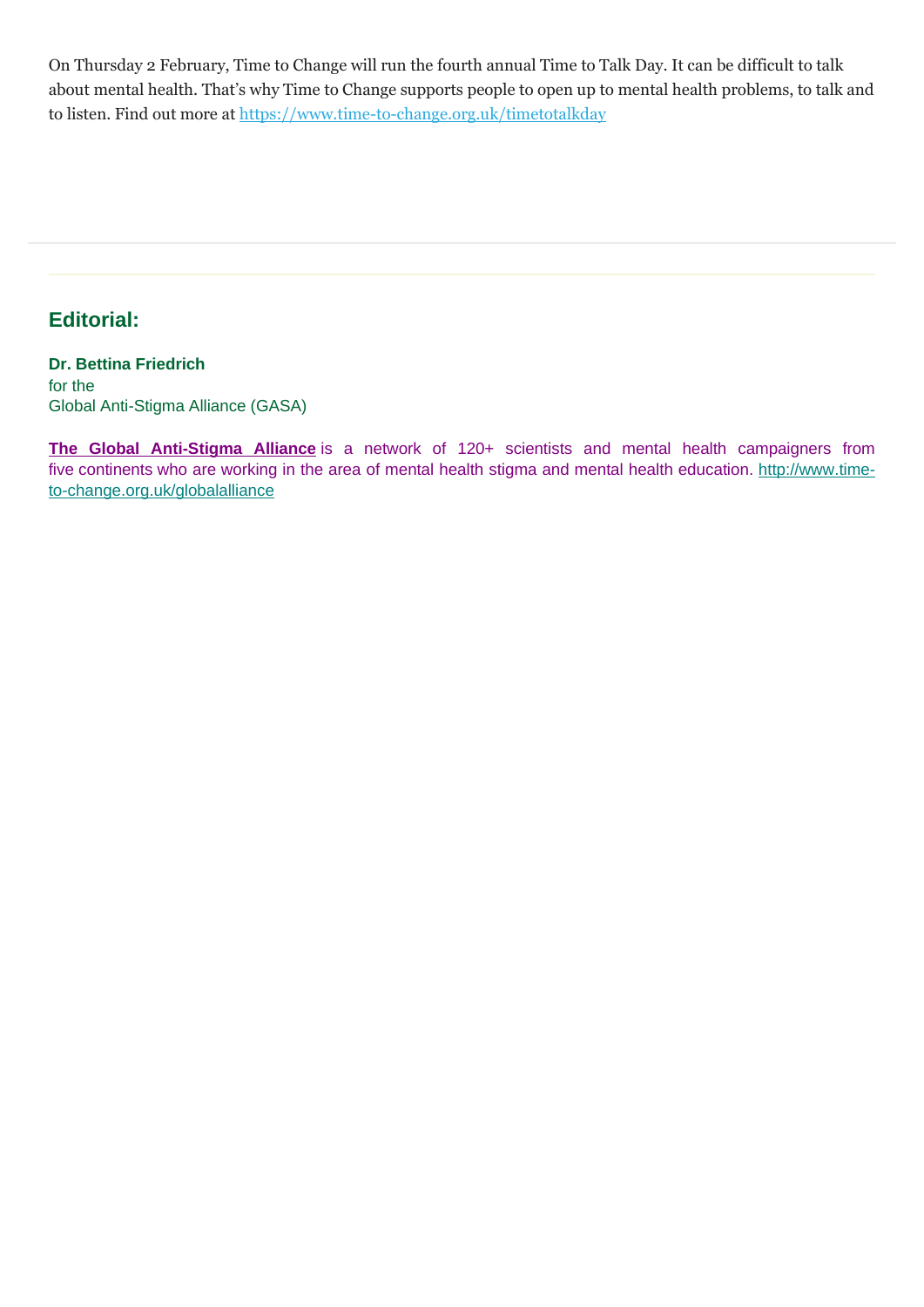On Thursday 2 February, Time to Change will run the fourth annual Time to Talk Day. It can be difficult to talk about mental health. That's why Time to Change supports people to open up to mental health problems, to talk and to listen. Find out more at https://www.time-to-change.org.uk/timetotalkday

---

## Editorial:

**Dr. Bettina Friedrich**
for the
Global Anti-Stigma Alliance (GASA)

**The Global Anti-Stigma Alliance** is a network of 120+ scientists and mental health campaigners from five continents who are working in the area of mental health stigma and mental health education. http://www.time-to-change.org.uk/globalalliance